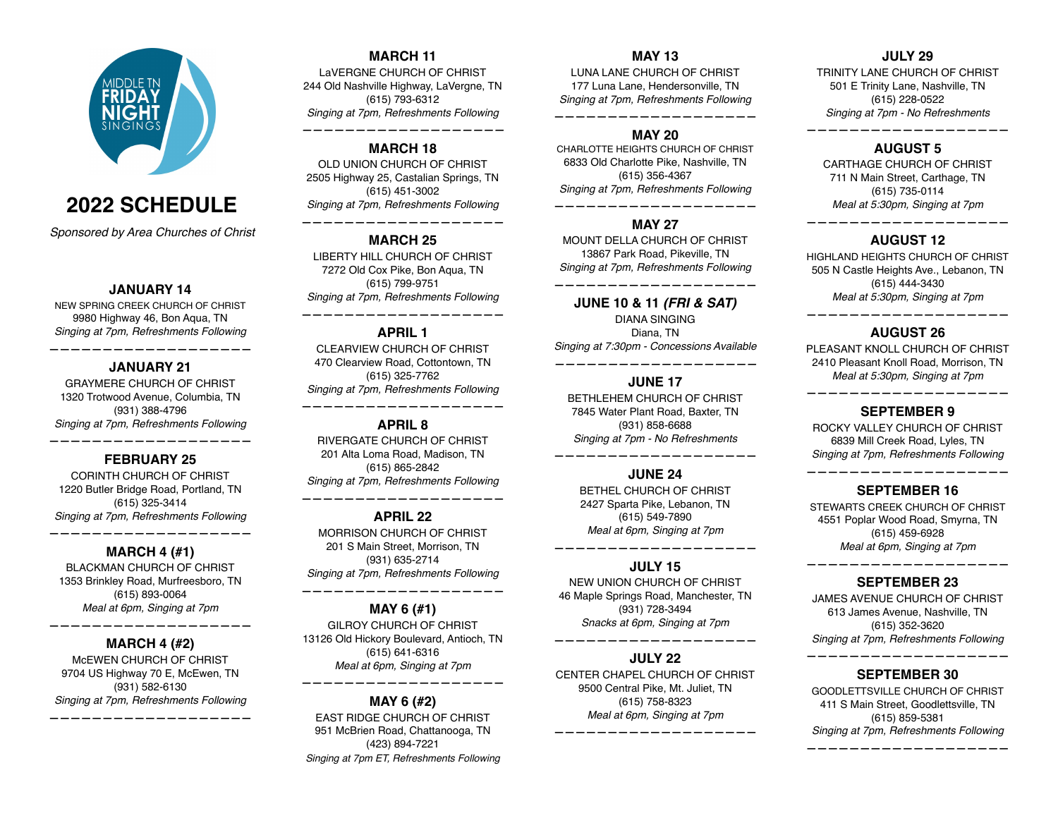MIDDLE TN FRIDAY NIGHT SINGINGS

# 2022 SCHEDULE

*Sponsored by Area Churches of Christ*

### JANUARY 14
NEW SPRING CREEK CHURCH OF CHRIST
9980 Highway 46, Bon Aqua, TN
*Singing at 7pm, Refreshments Following*

---

### JANUARY 21
GRAYMERE CHURCH OF CHRIST
1320 Trotwood Avenue, Columbia, TN
(931) 388-4796
*Singing at 7pm, Refreshments Following*

---

### FEBRUARY 25
CORINTH CHURCH OF CHRIST
1220 Butler Bridge Road, Portland, TN
(615) 325-3414
*Singing at 7pm, Refreshments Following*

---

### MARCH 4 (#1)
BLACKMAN CHURCH OF CHRIST
1353 Brinkley Road, Murfreesboro, TN
(615) 893-0064
*Meal at 6pm, Singing at 7pm*

---

### MARCH 4 (#2)
McEWEN CHURCH OF CHRIST
9704 US Highway 70 E, McEwen, TN
(931) 582-6130
*Singing at 7pm, Refreshments Following*

---

### MARCH 11
LaVERGNE CHURCH OF CHRIST
244 Old Nashville Highway, LaVergne, TN
(615) 793-6312
*Singing at 7pm, Refreshments Following*

---

### MARCH 18
OLD UNION CHURCH OF CHRIST
2505 Highway 25, Castalian Springs, TN
(615) 451-3002
*Singing at 7pm, Refreshments Following*

---

### MARCH 25
LIBERTY HILL CHURCH OF CHRIST
7272 Old Cox Pike, Bon Aqua, TN
(615) 799-9751
*Singing at 7pm, Refreshments Following*

---

### APRIL 1
CLEARVIEW CHURCH OF CHRIST
470 Clearview Road, Cottontown, TN
(615) 325-7762
*Singing at 7pm, Refreshments Following*

---

### APRIL 8
RIVERGATE CHURCH OF CHRIST
201 Alta Loma Road, Madison, TN
(615) 865-2842
*Singing at 7pm, Refreshments Following*

---

### APRIL 22
MORRISON CHURCH OF CHRIST
201 S Main Street, Morrison, TN
(931) 635-2714
*Singing at 7pm, Refreshments Following*

---

### MAY 6 (#1)
GILROY CHURCH OF CHRIST
13126 Old Hickory Boulevard, Antioch, TN
(615) 641-6316
*Meal at 6pm, Singing at 7pm*

---

### MAY 6 (#2)
EAST RIDGE CHURCH OF CHRIST
951 McBrien Road, Chattanooga, TN
(423) 894-7221
*Singing at 7pm ET, Refreshments Following*

### MAY 13
LUNA LANE CHURCH OF CHRIST
177 Luna Lane, Hendersonville, TN
*Singing at 7pm, Refreshments Following*

---

### MAY 20
CHARLOTTE HEIGHTS CHURCH OF CHRIST
6833 Old Charlotte Pike, Nashville, TN
(615) 356-4367
*Singing at 7pm, Refreshments Following*

---

### MAY 27
MOUNT DELLA CHURCH OF CHRIST
13867 Park Road, Pikeville, TN
*Singing at 7pm, Refreshments Following*

---

### JUNE 10 & 11 *(FRI & SAT)*
DIANA SINGING
Diana, TN
*Singing at 7:30pm - Concessions Available*

---

### JUNE 17
BETHLEHEM CHURCH OF CHRIST
7845 Water Plant Road, Baxter, TN
(931) 858-6688
*Singing at 7pm - No Refreshments*

---

### JUNE 24
BETHEL CHURCH OF CHRIST
2427 Sparta Pike, Lebanon, TN
(615) 549-7890
*Meal at 6pm, Singing at 7pm*

---

### JULY 15
NEW UNION CHURCH OF CHRIST
46 Maple Springs Road, Manchester, TN
(931) 728-3494
*Snacks at 6pm, Singing at 7pm*

---

### JULY 22
CENTER CHAPEL CHURCH OF CHRIST
9500 Central Pike, Mt. Juliet, TN
(615) 758-8323
*Meal at 6pm, Singing at 7pm*

---

### JULY 29
TRINITY LANE CHURCH OF CHRIST
501 E Trinity Lane, Nashville, TN
(615) 228-0522
*Singing at 7pm - No Refreshments*

---

### AUGUST 5
CARTHAGE CHURCH OF CHRIST
711 N Main Street, Carthage, TN
(615) 735-0114
*Meal at 5:30pm, Singing at 7pm*

---

### AUGUST 12
HIGHLAND HEIGHTS CHURCH OF CHRIST
505 N Castle Heights Ave., Lebanon, TN
(615) 444-3430
*Meal at 5:30pm, Singing at 7pm*

---

### AUGUST 26
PLEASANT KNOLL CHURCH OF CHRIST
2410 Pleasant Knoll Road, Morrison, TN
*Meal at 5:30pm, Singing at 7pm*

---

### SEPTEMBER 9
ROCKY VALLEY CHURCH OF CHRIST
6839 Mill Creek Road, Lyles, TN
*Singing at 7pm, Refreshments Following*

---

### SEPTEMBER 16
STEWARTS CREEK CHURCH OF CHRIST
4551 Poplar Wood Road, Smyrna, TN
(615) 459-6928
*Meal at 6pm, Singing at 7pm*

---

### SEPTEMBER 23
JAMES AVENUE CHURCH OF CHRIST
613 James Avenue, Nashville, TN
(615) 352-3620
*Singing at 7pm, Refreshments Following*

---

### SEPTEMBER 30
GOODLETTSVILLE CHURCH OF CHRIST
411 S Main Street, Goodlettsville, TN
(615) 859-5381
*Singing at 7pm, Refreshments Following*

---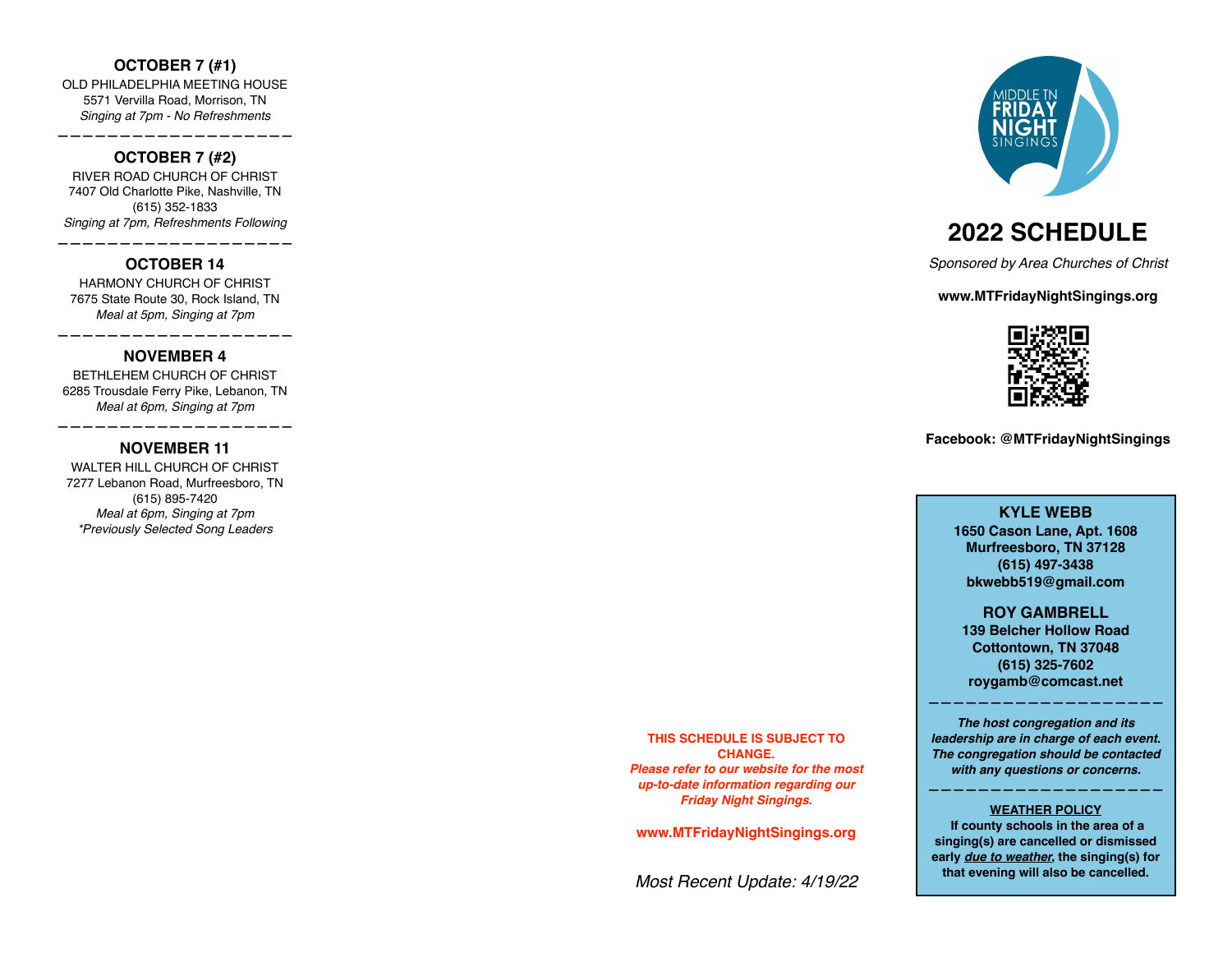### OCTOBER 7 (#1)

OLD PHILADELPHIA MEETING HOUSE
5571 Vervilla Road, Morrison, TN
*Singing at 7pm - No Refreshments*

---

### OCTOBER 7 (#2)

RIVER ROAD CHURCH OF CHRIST
7407 Old Charlotte Pike, Nashville, TN
(615) 352-1833
*Singing at 7pm, Refreshments Following*

---

### OCTOBER 14

HARMONY CHURCH OF CHRIST
7675 State Route 30, Rock Island, TN
*Meal at 5pm, Singing at 7pm*

---

### NOVEMBER 4

BETHLEHEM CHURCH OF CHRIST
6285 Trousdale Ferry Pike, Lebanon, TN
*Meal at 6pm, Singing at 7pm*

---

### NOVEMBER 11

WALTER HILL CHURCH OF CHRIST
7277 Lebanon Road, Murfreesboro, TN
(615) 895-7420
*Meal at 6pm, Singing at 7pm*
**Previously Selected Song Leaders*

**THIS SCHEDULE IS SUBJECT TO CHANGE.**
***Please refer to our website for the most up-to-date information regarding our Friday Night Singings.***

**www.MTFridayNightSingings.org**

*Most Recent Update: 4/19/22*

MIDDLE TN FRIDAY NIGHT SINGINGS

# 2022 SCHEDULE

*Sponsored by Area Churches of Christ*

**www.MTFridayNightSingings.org**

**Facebook: @MTFridayNightSingings**

**KYLE WEBB**
**1650 Cason Lane, Apt. 1608**
**Murfreesboro, TN 37128**
**(615) 497-3438**
**bkwebb519@gmail.com**

**ROY GAMBRELL**
**139 Belcher Hollow Road**
**Cottontown, TN 37048**
**(615) 325-7602**
**roygamb@comcast.net**

---

***The host congregation and its leadership are in charge of each event. The congregation should be contacted with any questions or concerns.***

---

**WEATHER POLICY**
**If county schools in the area of a singing(s) are cancelled or dismissed early *due to weather*, the singing(s) for that evening will also be cancelled.**